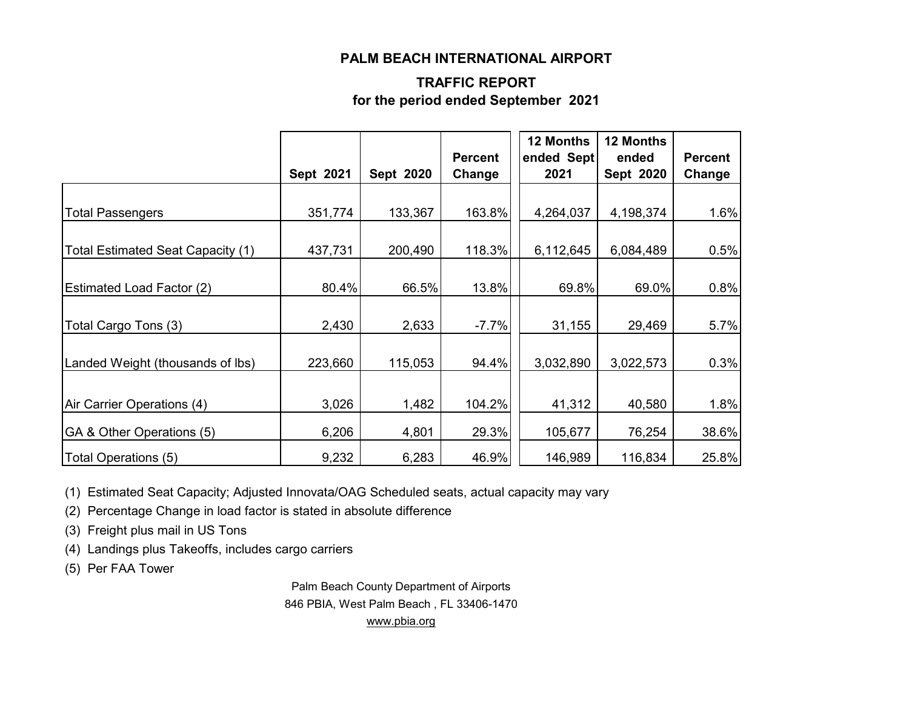# PALM BEACH INTERNATIONAL AIRPORT

## TRAFFIC REPORT
## for the period ended September 2021

| | Sept 2021 | Sept 2020 | Percent Change | 12 Months ended Sept 2021 | 12 Months ended Sept 2020 | Percent Change |
|---|---|---|---|---|---|---|
| Total Passengers | 351,774 | 133,367 | 163.8% | 4,264,037 | 4,198,374 | 1.6% |
| Total Estimated Seat Capacity (1) | 437,731 | 200,490 | 118.3% | 6,112,645 | 6,084,489 | 0.5% |
| Estimated Load Factor (2) | 80.4% | 66.5% | 13.8% | 69.8% | 69.0% | 0.8% |
| Total Cargo Tons (3) | 2,430 | 2,633 | -7.7% | 31,155 | 29,469 | 5.7% |
| Landed Weight (thousands of lbs) | 223,660 | 115,053 | 94.4% | 3,032,890 | 3,022,573 | 0.3% |
| Air Carrier Operations (4) | 3,026 | 1,482 | 104.2% | 41,312 | 40,580 | 1.8% |
| GA & Other Operations (5) | 6,206 | 4,801 | 29.3% | 105,677 | 76,254 | 38.6% |
| Total Operations (5) | 9,232 | 6,283 | 46.9% | 146,989 | 116,834 | 25.8% |

(1) Estimated Seat Capacity; Adjusted Innovata/OAG Scheduled seats, actual capacity may vary

(2) Percentage Change in load factor is stated in absolute difference

(3) Freight plus mail in US Tons

(4) Landings plus Takeoffs, includes cargo carriers

(5) Per FAA Tower

Palm Beach County Department of Airports
846 PBIA, West Palm Beach , FL 33406-1470
www.pbia.org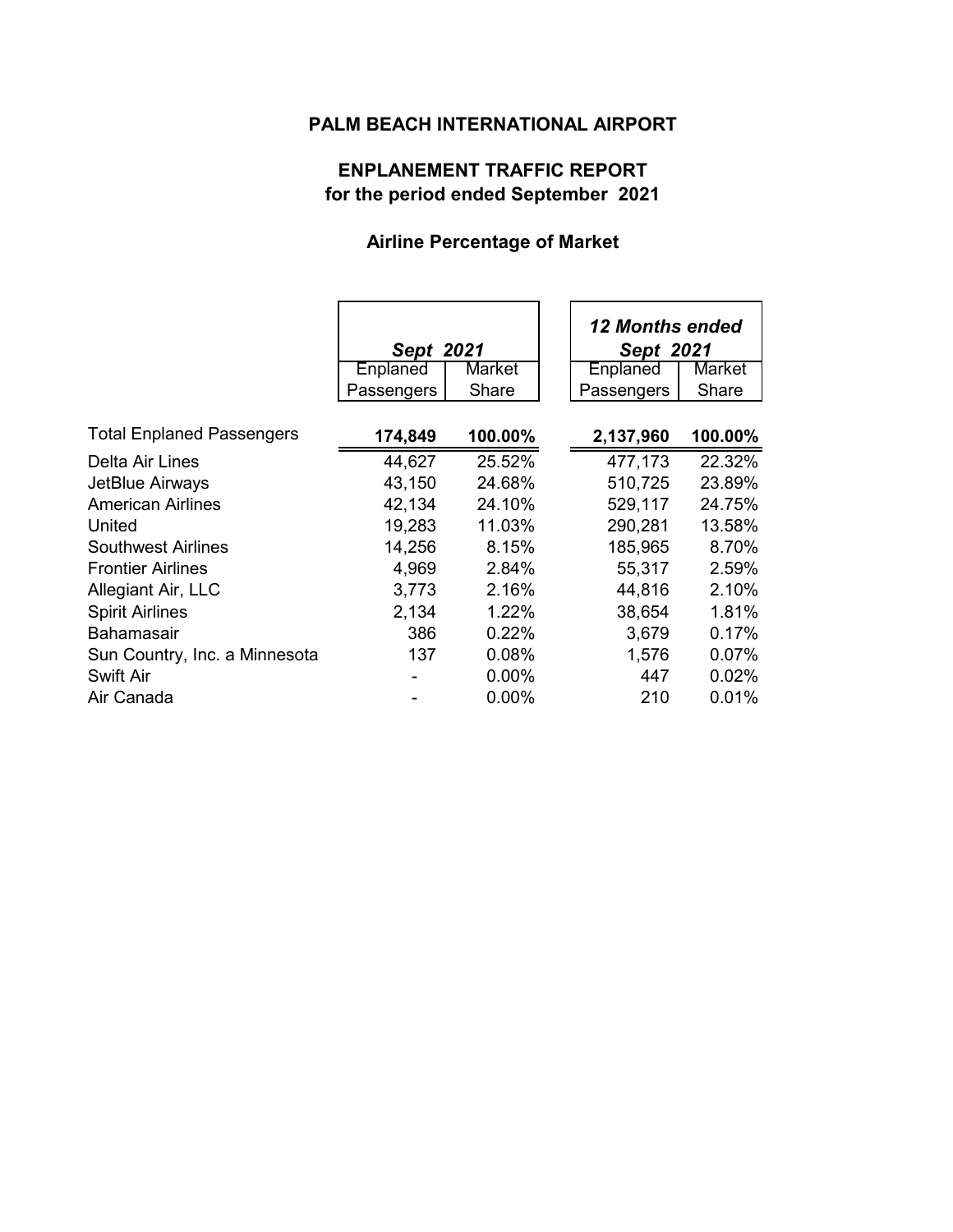# PALM BEACH INTERNATIONAL AIRPORT

## ENPLANEMENT TRAFFIC REPORT
## for the period ended September 2021

### Airline Percentage of Market

| | *Sept 2021* | | *12 Months ended Sept 2021* | |
|---|---|---|---|---|
| | Enplaned Passengers | Market Share | Enplaned Passengers | Market Share |
| Total Enplaned Passengers | **174,849** | **100.00%** | **2,137,960** | **100.00%** |
| Delta Air Lines | 44,627 | 25.52% | 477,173 | 22.32% |
| JetBlue Airways | 43,150 | 24.68% | 510,725 | 23.89% |
| American Airlines | 42,134 | 24.10% | 529,117 | 24.75% |
| United | 19,283 | 11.03% | 290,281 | 13.58% |
| Southwest Airlines | 14,256 | 8.15% | 185,965 | 8.70% |
| Frontier Airlines | 4,969 | 2.84% | 55,317 | 2.59% |
| Allegiant Air, LLC | 3,773 | 2.16% | 44,816 | 2.10% |
| Spirit Airlines | 2,134 | 1.22% | 38,654 | 1.81% |
| Bahamasair | 386 | 0.22% | 3,679 | 0.17% |
| Sun Country, Inc. a Minnesota | 137 | 0.08% | 1,576 | 0.07% |
| Swift Air | - | 0.00% | 447 | 0.02% |
| Air Canada | - | 0.00% | 210 | 0.01% |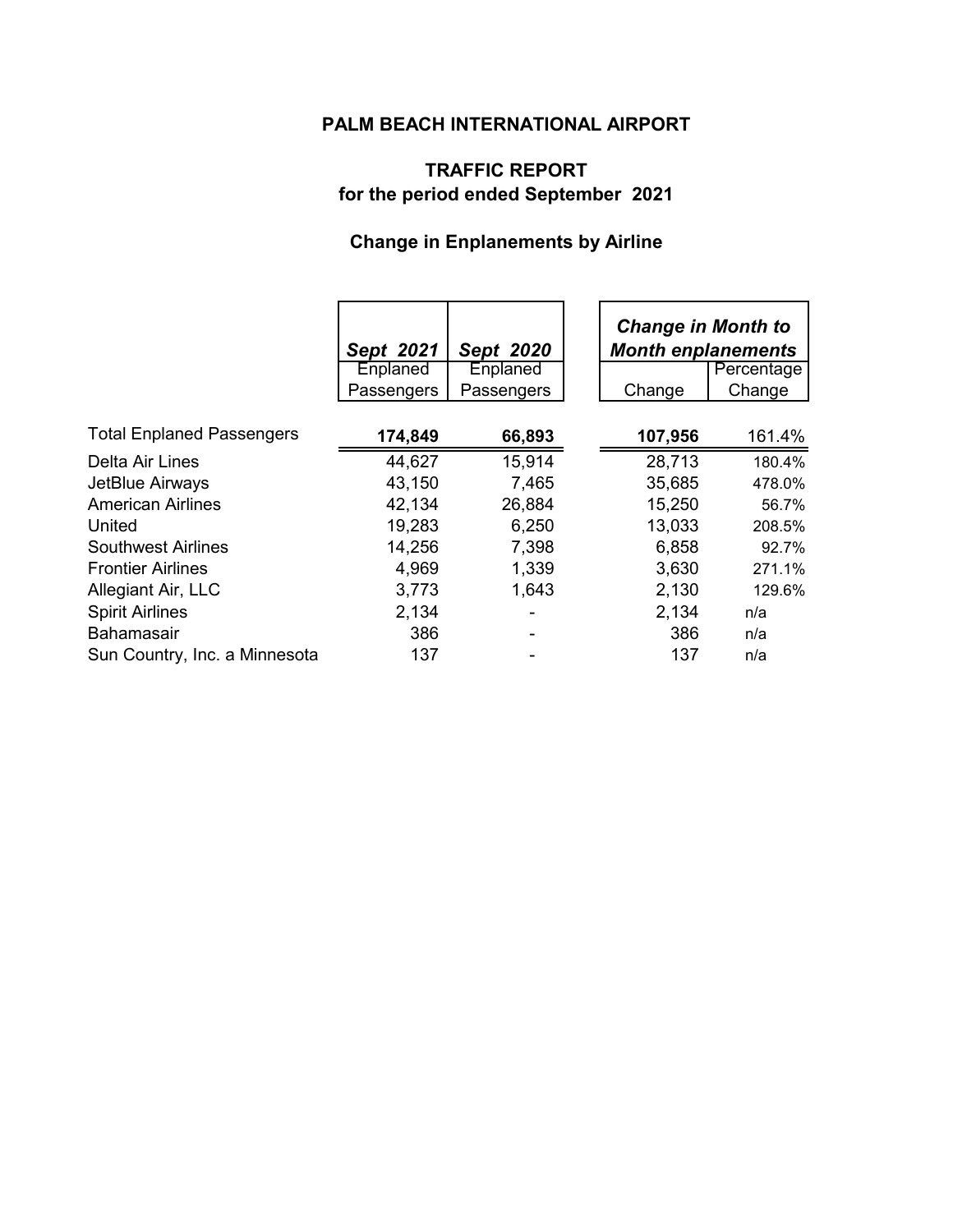# PALM BEACH INTERNATIONAL AIRPORT

## TRAFFIC REPORT
## for the period ended September 2021

### Change in Enplanements by Airline

| | ***Sept 2021*** Enplaned Passengers | ***Sept 2020*** Enplaned Passengers | ***Change in Month to Month enplanements*** Change | Percentage Change |
|---|---|---|---|---|
| Total Enplaned Passengers | **174,849** | **66,893** | **107,956** | 161.4% |
| Delta Air Lines | 44,627 | 15,914 | 28,713 | 180.4% |
| JetBlue Airways | 43,150 | 7,465 | 35,685 | 478.0% |
| American Airlines | 42,134 | 26,884 | 15,250 | 56.7% |
| United | 19,283 | 6,250 | 13,033 | 208.5% |
| Southwest Airlines | 14,256 | 7,398 | 6,858 | 92.7% |
| Frontier Airlines | 4,969 | 1,339 | 3,630 | 271.1% |
| Allegiant Air, LLC | 3,773 | 1,643 | 2,130 | 129.6% |
| Spirit Airlines | 2,134 | - | 2,134 | n/a |
| Bahamasair | 386 | - | 386 | n/a |
| Sun Country, Inc. a Minnesota | 137 | - | 137 | n/a |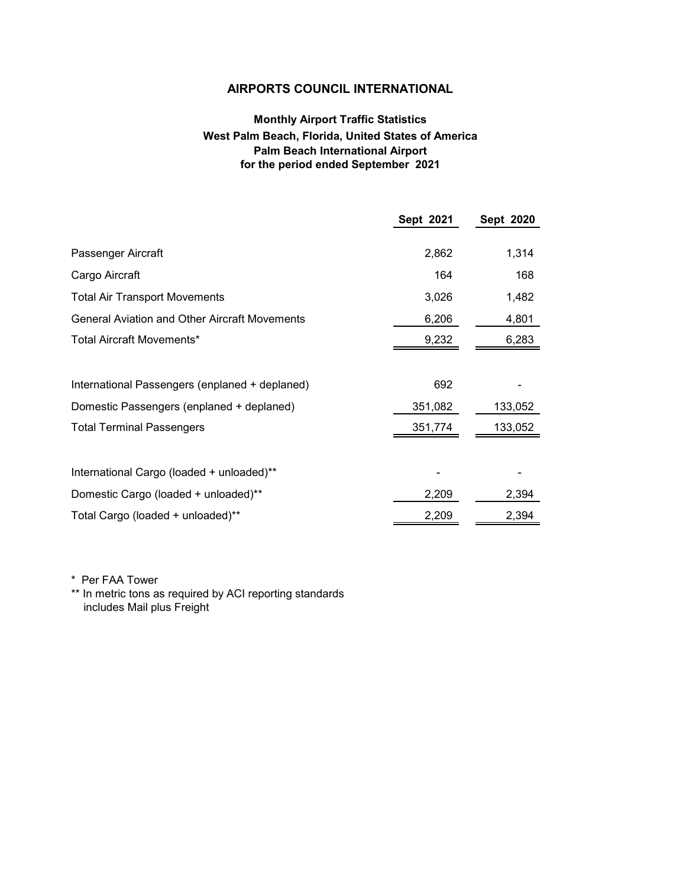# AIRPORTS COUNCIL INTERNATIONAL

## Monthly Airport Traffic Statistics

### West Palm Beach, Florida, United States of America

### Palm Beach International Airport

### for the period ended September 2021

| | Sept 2021 | Sept 2020 |
|---|---|---|
| Passenger Aircraft | 2,862 | 1,314 |
| Cargo Aircraft | 164 | 168 |
| Total Air Transport Movements | 3,026 | 1,482 |
| General Aviation and Other Aircraft Movements | 6,206 | 4,801 |
| Total Aircraft Movements* | 9,232 | 6,283 |
| | | |
| International Passengers (enplaned + deplaned) | 692 | - |
| Domestic Passengers (enplaned + deplaned) | 351,082 | 133,052 |
| Total Terminal Passengers | 351,774 | 133,052 |
| | | |
| International Cargo (loaded + unloaded)** | - | - |
| Domestic Cargo (loaded + unloaded)** | 2,209 | 2,394 |
| Total Cargo (loaded + unloaded)** | 2,209 | 2,394 |

\* Per FAA Tower

** In metric tons as required by ACI reporting standards
includes Mail plus Freight